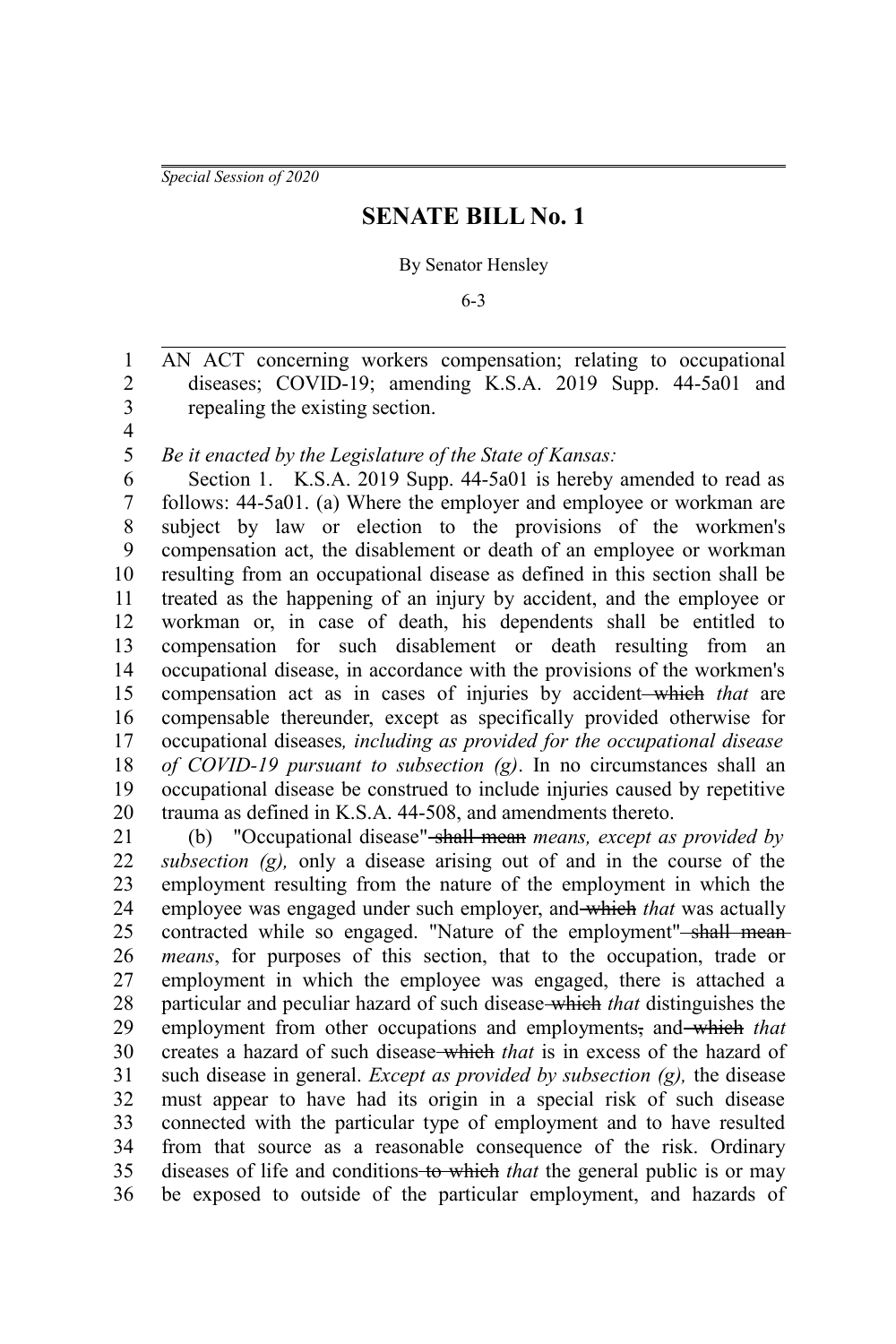*Special Session of 2020*

# SENATE BILL No. 1

By Senator Hensley

6-3

AN ACT concerning workers compensation; relating to occupational diseases; COVID-19; amending K.S.A. 2019 Supp. 44-5a01 and repealing the existing section.

*Be it enacted by the Legislature of the State of Kansas:*

Section 1. K.S.A. 2019 Supp. 44-5a01 is hereby amended to read as follows: 44-5a01. (a) Where the employer and employee or workman are subject by law or election to the provisions of the workmen's compensation act, the disablement or death of an employee or workman resulting from an occupational disease as defined in this section shall be treated as the happening of an injury by accident, and the employee or workman or, in case of death, his dependents shall be entitled to compensation for such disablement or death resulting from an occupational disease, in accordance with the provisions of the workmen's compensation act as in cases of injuries by accident ~~which~~ *that* are compensable thereunder, except as specifically provided otherwise for occupational diseases*, including as provided for the occupational disease of COVID-19 pursuant to subsection (g)*. In no circumstances shall an occupational disease be construed to include injuries caused by repetitive trauma as defined in K.S.A. 44-508, and amendments thereto.

(b) "Occupational disease" ~~shall mean~~ *means, except as provided by subsection (g),* only a disease arising out of and in the course of the employment resulting from the nature of the employment in which the employee was engaged under such employer, and ~~which~~ *that* was actually contracted while so engaged. "Nature of the employment" ~~shall mean~~ *means*, for purposes of this section, that to the occupation, trade or employment in which the employee was engaged, there is attached a particular and peculiar hazard of such disease ~~which~~ *that* distinguishes the employment from other occupations and employments~~,~~ and ~~which~~ *that* creates a hazard of such disease ~~which~~ *that* is in excess of the hazard of such disease in general. *Except as provided by subsection (g),* the disease must appear to have had its origin in a special risk of such disease connected with the particular type of employment and to have resulted from that source as a reasonable consequence of the risk. Ordinary diseases of life and conditions ~~to which~~ *that* the general public is or may be exposed to outside of the particular employment, and hazards of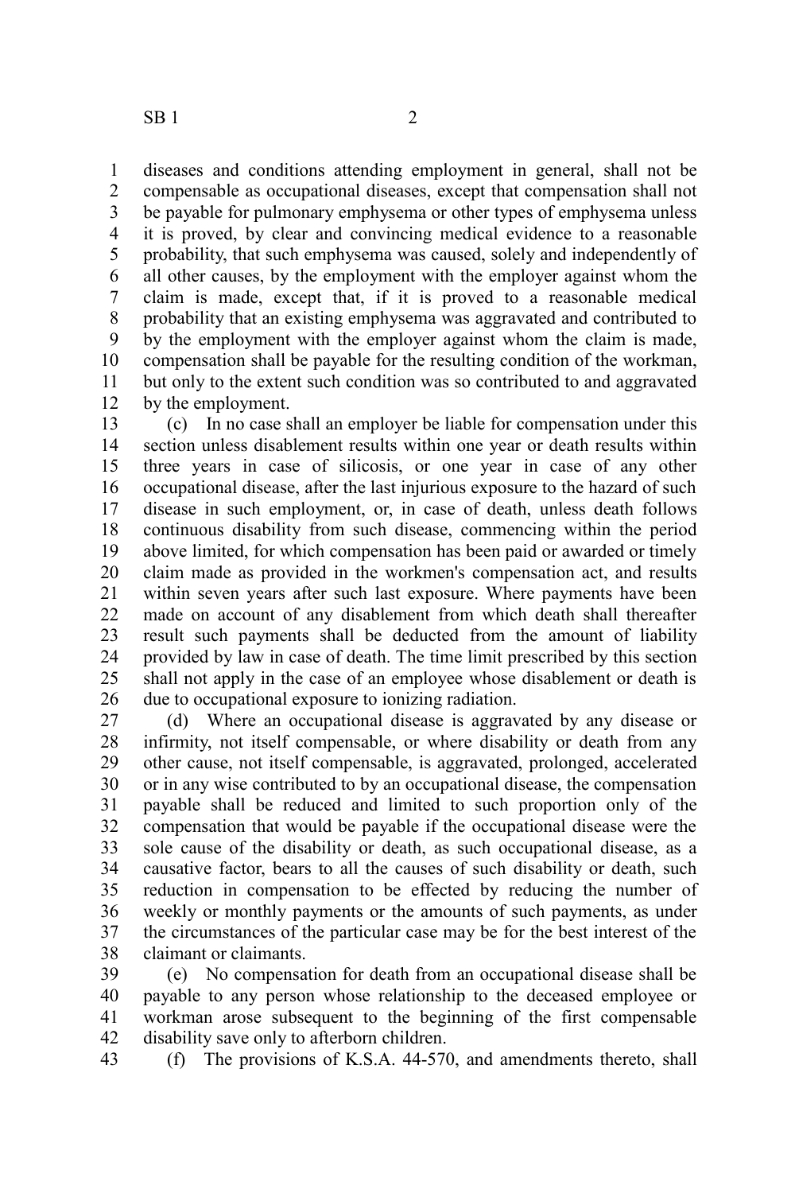diseases and conditions attending employment in general, shall not be compensable as occupational diseases, except that compensation shall not be payable for pulmonary emphysema or other types of emphysema unless it is proved, by clear and convincing medical evidence to a reasonable probability, that such emphysema was caused, solely and independently of all other causes, by the employment with the employer against whom the claim is made, except that, if it is proved to a reasonable medical probability that an existing emphysema was aggravated and contributed to by the employment with the employer against whom the claim is made, compensation shall be payable for the resulting condition of the workman, but only to the extent such condition was so contributed to and aggravated by the employment.

(c) In no case shall an employer be liable for compensation under this section unless disablement results within one year or death results within three years in case of silicosis, or one year in case of any other occupational disease, after the last injurious exposure to the hazard of such disease in such employment, or, in case of death, unless death follows continuous disability from such disease, commencing within the period above limited, for which compensation has been paid or awarded or timely claim made as provided in the workmen's compensation act, and results within seven years after such last exposure. Where payments have been made on account of any disablement from which death shall thereafter result such payments shall be deducted from the amount of liability provided by law in case of death. The time limit prescribed by this section shall not apply in the case of an employee whose disablement or death is due to occupational exposure to ionizing radiation.

(d) Where an occupational disease is aggravated by any disease or infirmity, not itself compensable, or where disability or death from any other cause, not itself compensable, is aggravated, prolonged, accelerated or in any wise contributed to by an occupational disease, the compensation payable shall be reduced and limited to such proportion only of the compensation that would be payable if the occupational disease were the sole cause of the disability or death, as such occupational disease, as a causative factor, bears to all the causes of such disability or death, such reduction in compensation to be effected by reducing the number of weekly or monthly payments or the amounts of such payments, as under the circumstances of the particular case may be for the best interest of the claimant or claimants.

(e) No compensation for death from an occupational disease shall be payable to any person whose relationship to the deceased employee or workman arose subsequent to the beginning of the first compensable disability save only to afterborn children.

(f) The provisions of K.S.A. 44-570, and amendments thereto, shall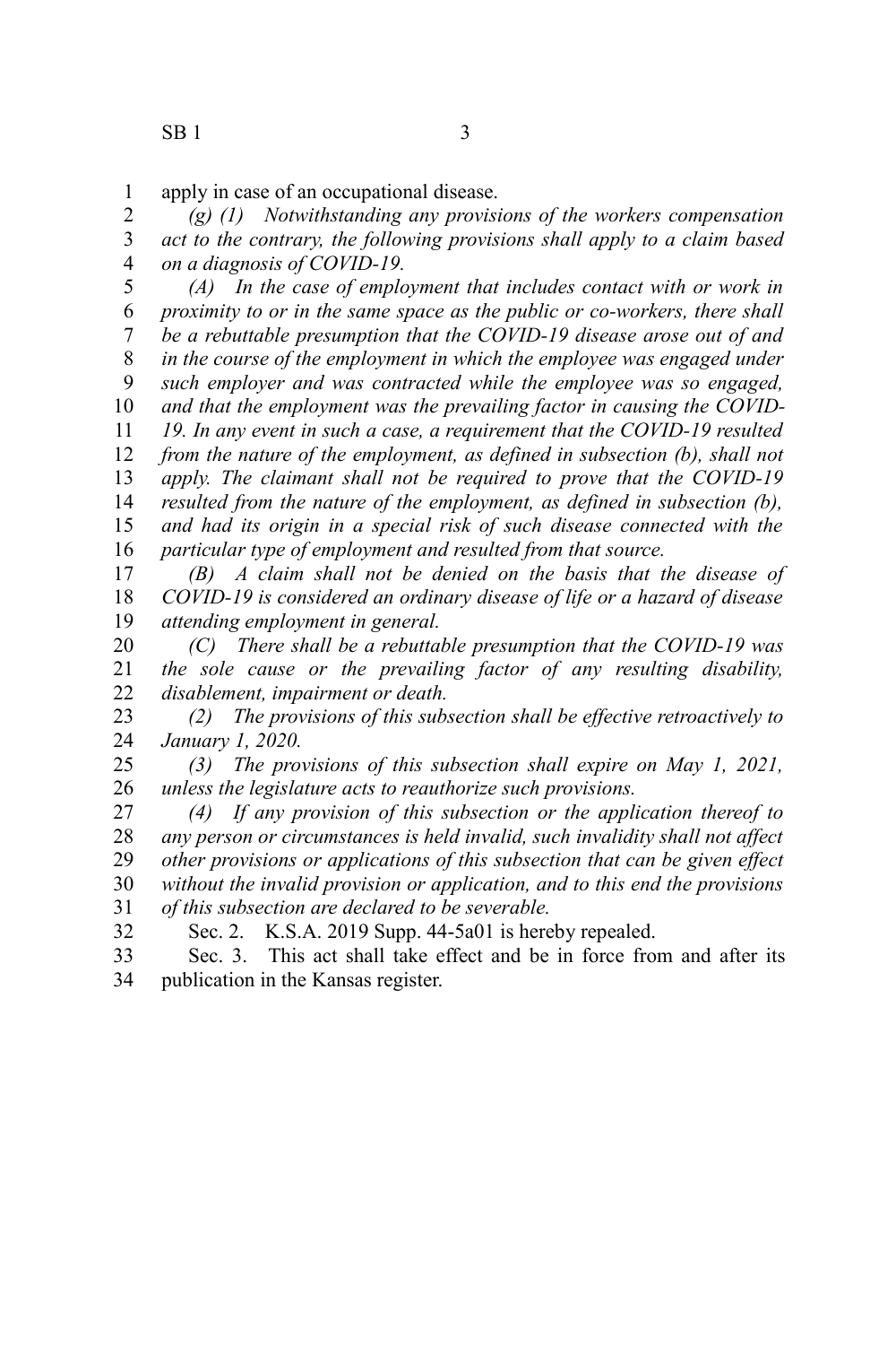apply in case of an occupational disease.

*(g) (1) Notwithstanding any provisions of the workers compensation act to the contrary, the following provisions shall apply to a claim based on a diagnosis of COVID-19.*

*(A) In the case of employment that includes contact with or work in proximity to or in the same space as the public or co-workers, there shall be a rebuttable presumption that the COVID-19 disease arose out of and in the course of the employment in which the employee was engaged under such employer and was contracted while the employee was so engaged, and that the employment was the prevailing factor in causing the COVID-19. In any event in such a case, a requirement that the COVID-19 resulted from the nature of the employment, as defined in subsection (b), shall not apply. The claimant shall not be required to prove that the COVID-19 resulted from the nature of the employment, as defined in subsection (b), and had its origin in a special risk of such disease connected with the particular type of employment and resulted from that source.*

*(B) A claim shall not be denied on the basis that the disease of COVID-19 is considered an ordinary disease of life or a hazard of disease attending employment in general.*

*(C) There shall be a rebuttable presumption that the COVID-19 was the sole cause or the prevailing factor of any resulting disability, disablement, impairment or death.*

*(2) The provisions of this subsection shall be effective retroactively to January 1, 2020.*

*(3) The provisions of this subsection shall expire on May 1, 2021, unless the legislature acts to reauthorize such provisions.*

*(4) If any provision of this subsection or the application thereof to any person or circumstances is held invalid, such invalidity shall not affect other provisions or applications of this subsection that can be given effect without the invalid provision or application, and to this end the provisions of this subsection are declared to be severable.*

Sec. 2. K.S.A. 2019 Supp. 44-5a01 is hereby repealed.

Sec. 3. This act shall take effect and be in force from and after its publication in the Kansas register.